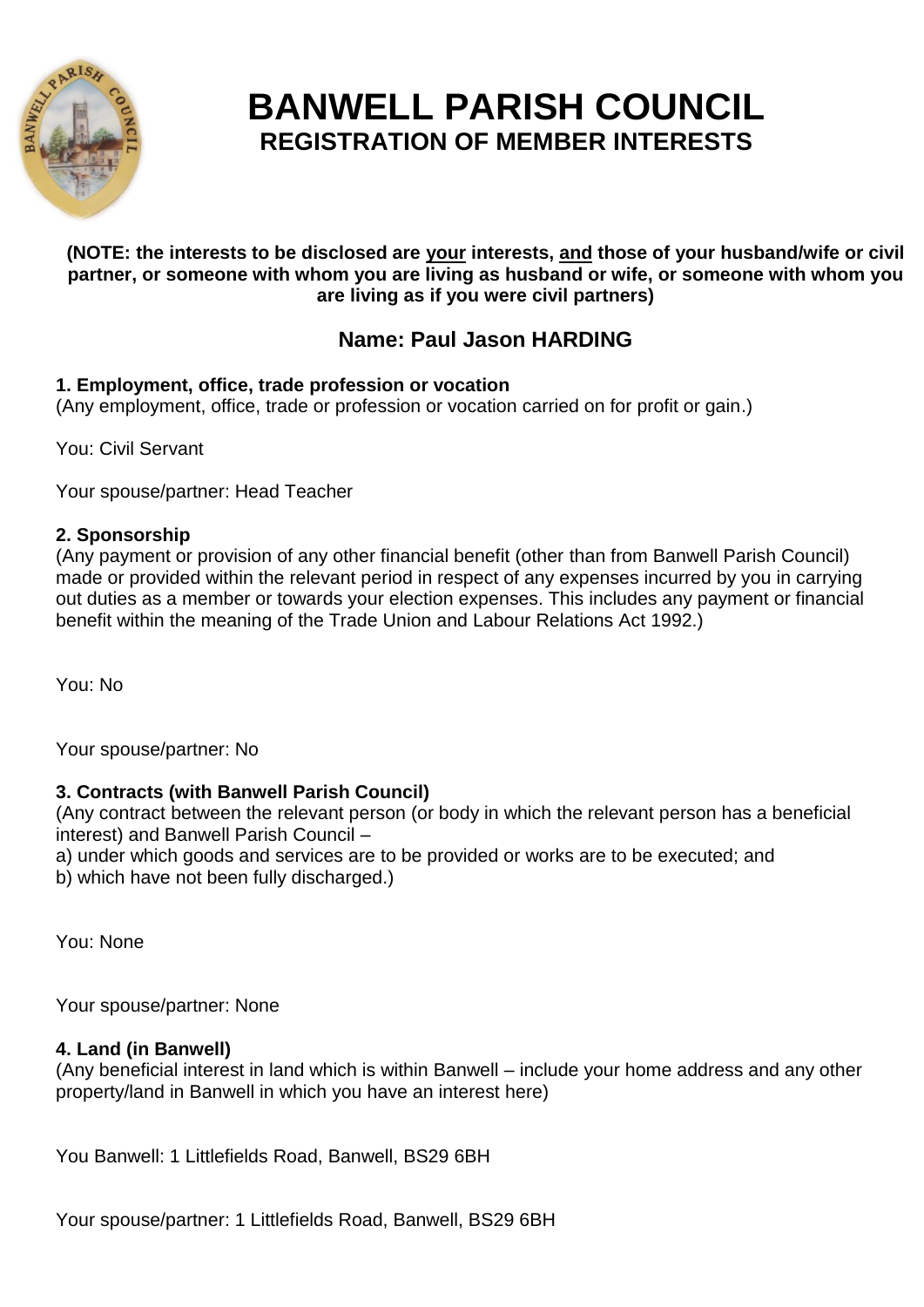# BANWELL PARISH COUNCIL
## REGISTRATION OF MEMBER INTERESTS

**(NOTE: the interests to be disclosed are your interests, and those of your husband/wife or civil partner, or someone with whom you are living as husband or wife, or someone with whom you are living as if you were civil partners)**

### Name: Paul Jason HARDING

**1. Employment, office, trade profession or vocation**
(Any employment, office, trade or profession or vocation carried on for profit or gain.)

You: Civil Servant

Your spouse/partner: Head Teacher

**2. Sponsorship**
(Any payment or provision of any other financial benefit (other than from Banwell Parish Council) made or provided within the relevant period in respect of any expenses incurred by you in carrying out duties as a member or towards your election expenses. This includes any payment or financial benefit within the meaning of the Trade Union and Labour Relations Act 1992.)

You: No

Your spouse/partner: No

**3. Contracts (with Banwell Parish Council)**
(Any contract between the relevant person (or body in which the relevant person has a beneficial interest) and Banwell Parish Council –
a) under which goods and services are to be provided or works are to be executed; and
b) which have not been fully discharged.)

You: None

Your spouse/partner: None

**4. Land (in Banwell)**
(Any beneficial interest in land which is within Banwell – include your home address and any other property/land in Banwell in which you have an interest here)

You Banwell: 1 Littlefields Road, Banwell, BS29 6BH

Your spouse/partner: 1 Littlefields Road, Banwell, BS29 6BH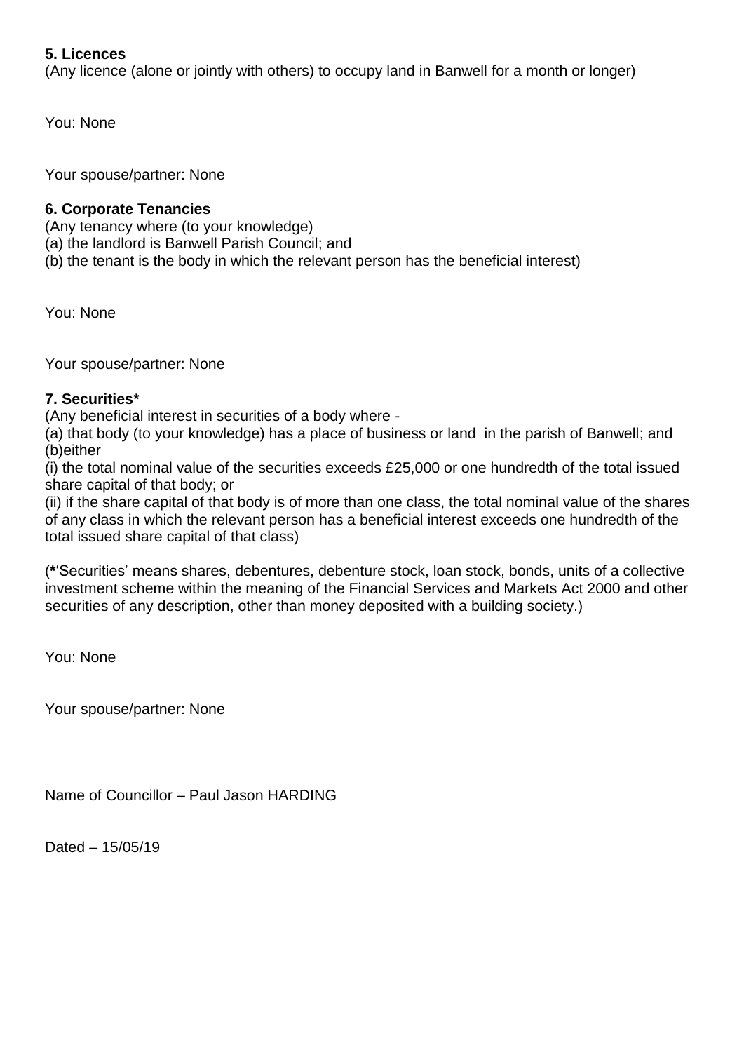**5. Licences**

(Any licence (alone or jointly with others) to occupy land in Banwell for a month or longer)

You: None

Your spouse/partner: None

**6. Corporate Tenancies**

(Any tenancy where (to your knowledge)
(a) the landlord is Banwell Parish Council; and
(b) the tenant is the body in which the relevant person has the beneficial interest)

You: None

Your spouse/partner: None

**7. Securities***

(Any beneficial interest in securities of a body where -
(a) that body (to your knowledge) has a place of business or land in the parish of Banwell; and
(b)either
(i) the total nominal value of the securities exceeds £25,000 or one hundredth of the total issued share capital of that body; or
(ii) if the share capital of that body is of more than one class, the total nominal value of the shares of any class in which the relevant person has a beneficial interest exceeds one hundredth of the total issued share capital of that class)

(**\***'Securities' means shares, debentures, debenture stock, loan stock, bonds, units of a collective investment scheme within the meaning of the Financial Services and Markets Act 2000 and other securities of any description, other than money deposited with a building society.)

You: None

Your spouse/partner: None

Name of Councillor – Paul Jason HARDING

Dated – 15/05/19